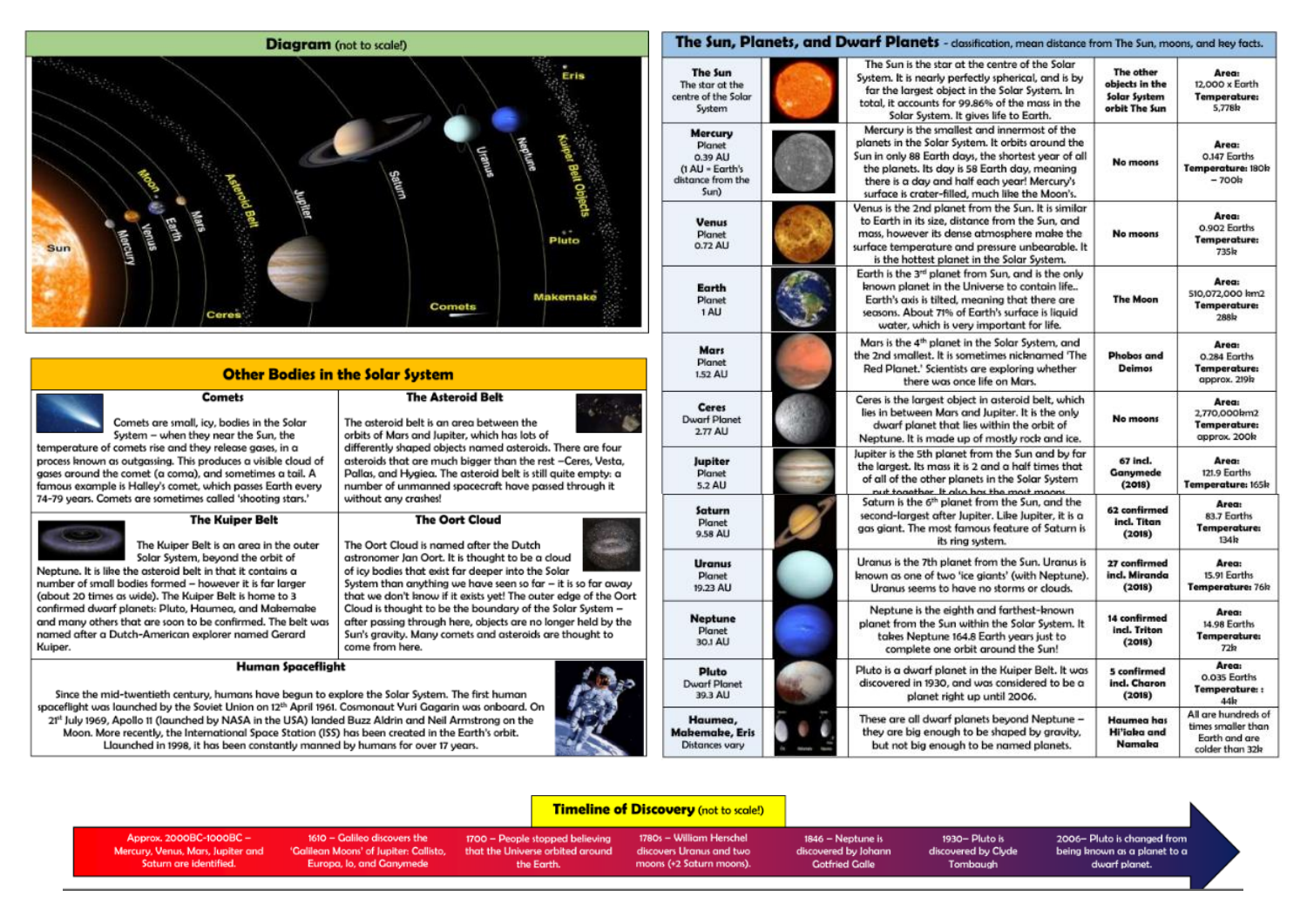## Diagram (not to scale!)

Sun, Mercury, Venus, Moon, Earth, Mars, Asteroid Belt, Ceres, Jupiter, Saturn, Uranus, Neptune, Kuiper Belt Objects, Pluto, Makemake, Comets, Eris

## Other Bodies in the Solar System

### Comets

Comets are small, icy, bodies in the Solar System – when they near the Sun, the temperature of comets rise and they release gases, in a process known as outgassing. This produces a visible cloud of gases around the comet (a coma), and sometimes a tail. A famous example is Halley's comet, which passes Earth every 74-79 years. Comets are sometimes called 'shooting stars.'

### The Asteroid Belt

The asteroid belt is an area between the orbits of Mars and Jupiter, which has lots of differently shaped objects named asteroids. There are four asteroids that are much bigger than the rest –Ceres, Vesta, Pallas, and Hygiea. The asteroid belt is still quite empty: a number of unmanned spacecraft have passed through it without any crashes!

### The Kuiper Belt

The Kuiper Belt is an area in the outer Solar System, beyond the orbit of Neptune. It is like the asteroid belt in that it contains a number of small bodies formed – however it is far larger (about 20 times as wide). The Kuiper Belt is home to 3 confirmed dwarf planets: Pluto, Haumea, and Makemake and many others that are soon to be confirmed. The belt was named after a Dutch-American explorer named Gerard Kuiper.

### The Oort Cloud

The Oort Cloud is named after the Dutch astronomer Jan Oort. It is thought to be a cloud of icy bodies that exist far deeper into the Solar System than anything we have seen so far – it is so far away that we don't know if it exists yet! The outer edge of the Oort Cloud is thought to be the boundary of the Solar System – after passing through here, objects are no longer held by the Sun's gravity. Many comets and asteroids are thought to come from here.

### Human Spaceflight

Since the mid-twentieth century, humans have begun to explore the Solar System. The first human spaceflight was launched by the Soviet Union on 12th April 1961. Cosmonaut Yuri Gagarin was onboard. On 21st July 1969, Apollo 11 (launched by NASA in the USA) landed Buzz Aldrin and Neil Armstrong on the Moon. More recently, the International Space Station (ISS) has been created in the Earth's orbit. Launched in 1998, it has been constantly manned by humans for over 17 years.

## The Sun, Planets, and Dwarf Planets - classification, mean distance from The Sun, moons, and key facts.

| Body | Key facts | Moons | Area / Temperature |
|---|---|---|---|
| **The Sun** The star at the centre of the Solar System | The Sun is the star at the centre of the Solar System. It is nearly perfectly spherical, and is by far the largest object in the Solar System. In total, it accounts for 99.86% of the mass in the Solar System. It gives life to Earth. | **The other objects in the Solar System orbit The Sun** | **Area:** 12,000 x Earth **Temperature:** 5,778k |
| **Mercury** Planet 0.39 AU (1 AU = Earth's distance from the Sun) | Mercury is the smallest and innermost of the planets in the Solar System. It orbits around the Sun in only 88 Earth days, the shortest year of all the planets. Its day is 58 Earth day, meaning there is a day and half each year! Mercury's surface is crater-filled, much like the Moon's. | **No moons** | **Area:** 0.147 Earths **Temperature:** 180k – 700k |
| **Venus** Planet 0.72 AU | Venus is the 2nd planet from the Sun. It is similar to Earth in its size, distance from the Sun, and mass, however its dense atmosphere make the surface temperature and pressure unbearable. It is the hottest planet in the Solar System. | **No moons** | **Area:** 0.902 Earths **Temperature:** 735k |
| **Earth** Planet 1 AU | Earth is the 3rd planet from Sun, and is the only known planet in the Universe to contain life.. Earth's axis is tilted, meaning that there are seasons. About 71% of Earth's surface is liquid water, which is very important for life. | **The Moon** | **Area:** 510,072,000 km2 **Temperature:** 288k |
| **Mars** Planet 1.52 AU | Mars is the 4th planet in the Solar System, and the 2nd smallest. It is sometimes nicknamed 'The Red Planet.' Scientists are exploring whether there was once life on Mars. | **Phobos and Deimos** | **Area:** 0.284 Earths **Temperature:** approx. 219k |
| **Ceres** Dwarf Planet 2.77 AU | Ceres is the largest object in asteroid belt, which lies in between Mars and Jupiter. It is the only dwarf planet that lies within the orbit of Neptune. It is made up of mostly rock and ice. | **No moons** | **Area:** 2,770,000km2 **Temperature:** approx. 200k |
| **Jupiter** Planet 5.2 AU | Jupiter is the 5th planet from the Sun and by far the largest. Its mass it is 2 and a half times that of all of the other planets in the Solar System put together. It also has the most moons. | **67 incl. Ganymede (2018)** | **Area:** 121.9 Earths **Temperature:** 165k |
| **Saturn** Planet 9.58 AU | Saturn is the 6th planet from the Sun, and the second-largest after Jupiter. Like Jupiter, it is a gas giant. The most famous feature of Saturn is its ring system. | **62 confirmed incl. Titan (2018)** | **Area:** 83.7 Earths **Temperature:** 134k |
| **Uranus** Planet 19.23 AU | Uranus is the 7th planet from the Sun. Uranus is known as one of two 'ice giants' (with Neptune). Uranus seems to have no storms or clouds. | **27 confirmed incl. Miranda (2018)** | **Area:** 15.91 Earths **Temperature:** 76k |
| **Neptune** Planet 30.1 AU | Neptune is the eighth and farthest-known planet from the Sun within the Solar System. It takes Neptune 164.8 Earth years just to complete one orbit around the Sun! | **14 confirmed incl. Triton (2018)** | **Area:** 14.98 Earths **Temperature:** 72k |
| **Pluto** Dwarf Planet 39.3 AU | Pluto is a dwarf planet in the Kuiper Belt. It was discovered in 1930, and was considered to be a planet right up until 2006. | **5 confirmed incl. Charon (2018)** | **Area:** 0.035 Earths **Temperature:** : 44k |
| **Haumea, Makemake, Eris** Distances vary | These are all dwarf planets beyond Neptune – they are big enough to be shaped by gravity, but not big enough to be named planets. | **Haumea has Hi'iaka and Namaka** | All are hundreds of times smaller than Earth and are colder than 32k |

## Timeline of Discovery (not to scale!)

- Approx. 2000BC-1000BC – Mercury, Venus, Mars, Jupiter and Saturn are identified.
- 1610 – Galileo discovers the 'Galilean Moons' of Jupiter: Callisto, Europa, Io, and Ganymede
- 1700 – People stopped believing that the Universe orbited around the Earth.
- 1780s – William Herschel discovers Uranus and two moons (+2 Saturn moons).
- 1846 – Neptune is discovered by Johann Gotfried Galle
- 1930– Pluto is discovered by Clyde Tombaugh
- 2006– Pluto is changed from being known as a planet to a dwarf planet.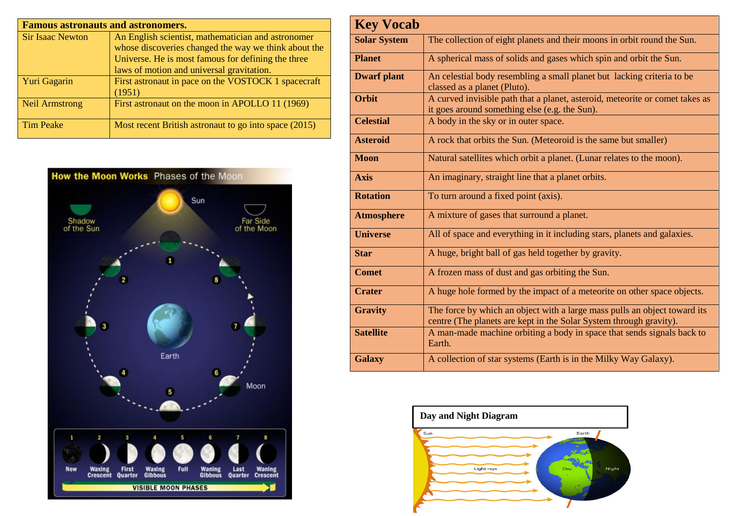| Famous astronauts and astronomers. | |
|---|---|
| Sir Isaac Newton | An English scientist, mathematician and astronomer whose discoveries changed the way we think about the Universe. He is most famous for defining the three laws of motion and universal gravitation. |
| Yuri Gagarin | First astronaut in pace on the VOSTOCK 1 spacecraft (1951) |
| Neil Armstrong | First astronaut on the moon in APOLLO 11 (1969) |
| Tim Peake | Most recent British astronaut to go into space (2015) |

How the Moon Works Phases of the Moon

Sun

Shadow of the Sun

Far Side of the Moon

Earth

Moon

1 2 3 4 5 6 7 8

New Waxing Crescent First Quarter Waxing Gibbous Full Waning Gibbous Last Quarter Waning Crescent

VISIBLE MOON PHASES

| Key Vocab | |
|---|---|
| **Solar System** | The collection of eight planets and their moons in orbit round the Sun. |
| **Planet** | A spherical mass of solids and gases which spin and orbit the Sun. |
| **Dwarf plant** | An celestial body resembling a small planet but lacking criteria to be classed as a planet (Pluto). |
| **Orbit** | A curved invisible path that a planet, asteroid, meteorite or comet takes as it goes around something else (e.g. the Sun). |
| **Celestial** | A body in the sky or in outer space. |
| **Asteroid** | A rock that orbits the Sun. (Meteoroid is the same but smaller) |
| **Moon** | Natural satellites which orbit a planet. (Lunar relates to the moon). |
| **Axis** | An imaginary, straight line that a planet orbits. |
| **Rotation** | To turn around a fixed point (axis). |
| **Atmosphere** | A mixture of gases that surround a planet. |
| **Universe** | All of space and everything in it including stars, planets and galaxies. |
| **Star** | A huge, bright ball of gas held together by gravity. |
| **Comet** | A frozen mass of dust and gas orbiting the Sun. |
| **Crater** | A huge hole formed by the impact of a meteorite on other space objects. |
| **Gravity** | The force by which an object with a large mass pulls an object toward its centre (The planets are kept in the Solar System through gravity). |
| **Satellite** | A man-made machine orbiting a body in space that sends signals back to Earth. |
| **Galaxy** | A collection of star systems (Earth is in the Milky Way Galaxy). |

**Day and Night Diagram**

Sun

Earth

Light rays

Day

Night